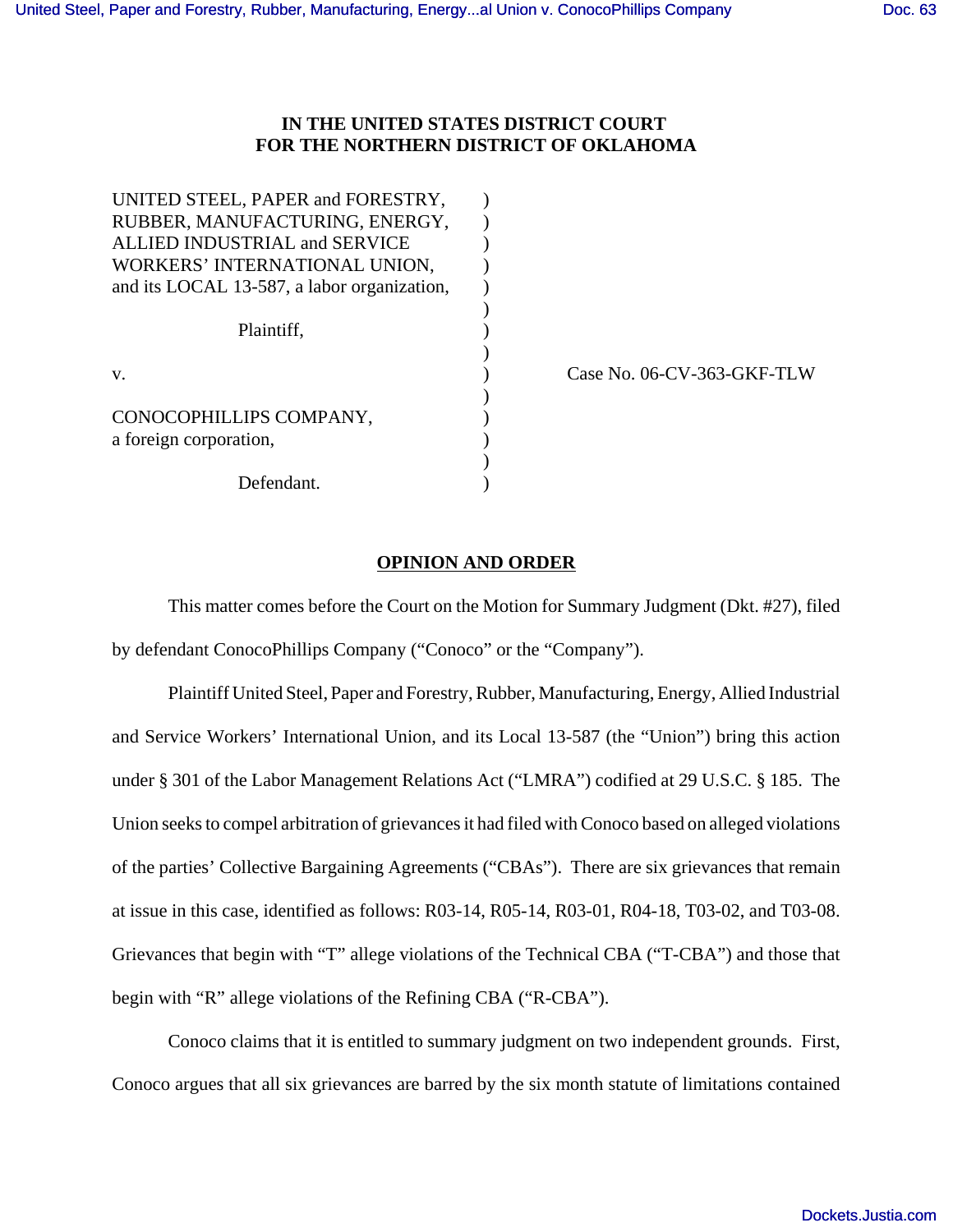**IN THE UNITED STATES DISTRICT COURT**
**FOR THE NORTHERN DISTRICT OF OKLAHOMA**

| | | |
|---|---|---|
| UNITED STEEL, PAPER and FORESTRY, RUBBER, MANUFACTURING, ENERGY, ALLIED INDUSTRIAL and SERVICE WORKERS' INTERNATIONAL UNION, and its LOCAL 13-587, a labor organization, | ) | |
| Plaintiff, | ) | |
| v. | ) | Case No. 06-CV-363-GKF-TLW |
| CONOCOPHILLIPS COMPANY, a foreign corporation, | ) | |
| Defendant. | ) | |

## OPINION AND ORDER

This matter comes before the Court on the Motion for Summary Judgment (Dkt. #27), filed by defendant ConocoPhillips Company ("Conoco" or the "Company").

Plaintiff United Steel, Paper and Forestry, Rubber, Manufacturing, Energy, Allied Industrial and Service Workers' International Union, and its Local 13-587 (the "Union") bring this action under § 301 of the Labor Management Relations Act ("LMRA") codified at 29 U.S.C. § 185. The Union seeks to compel arbitration of grievances it had filed with Conoco based on alleged violations of the parties' Collective Bargaining Agreements ("CBAs"). There are six grievances that remain at issue in this case, identified as follows: R03-14, R05-14, R03-01, R04-18, T03-02, and T03-08. Grievances that begin with "T" allege violations of the Technical CBA ("T-CBA") and those that begin with "R" allege violations of the Refining CBA ("R-CBA").

Conoco claims that it is entitled to summary judgment on two independent grounds. First, Conoco argues that all six grievances are barred by the six month statute of limitations contained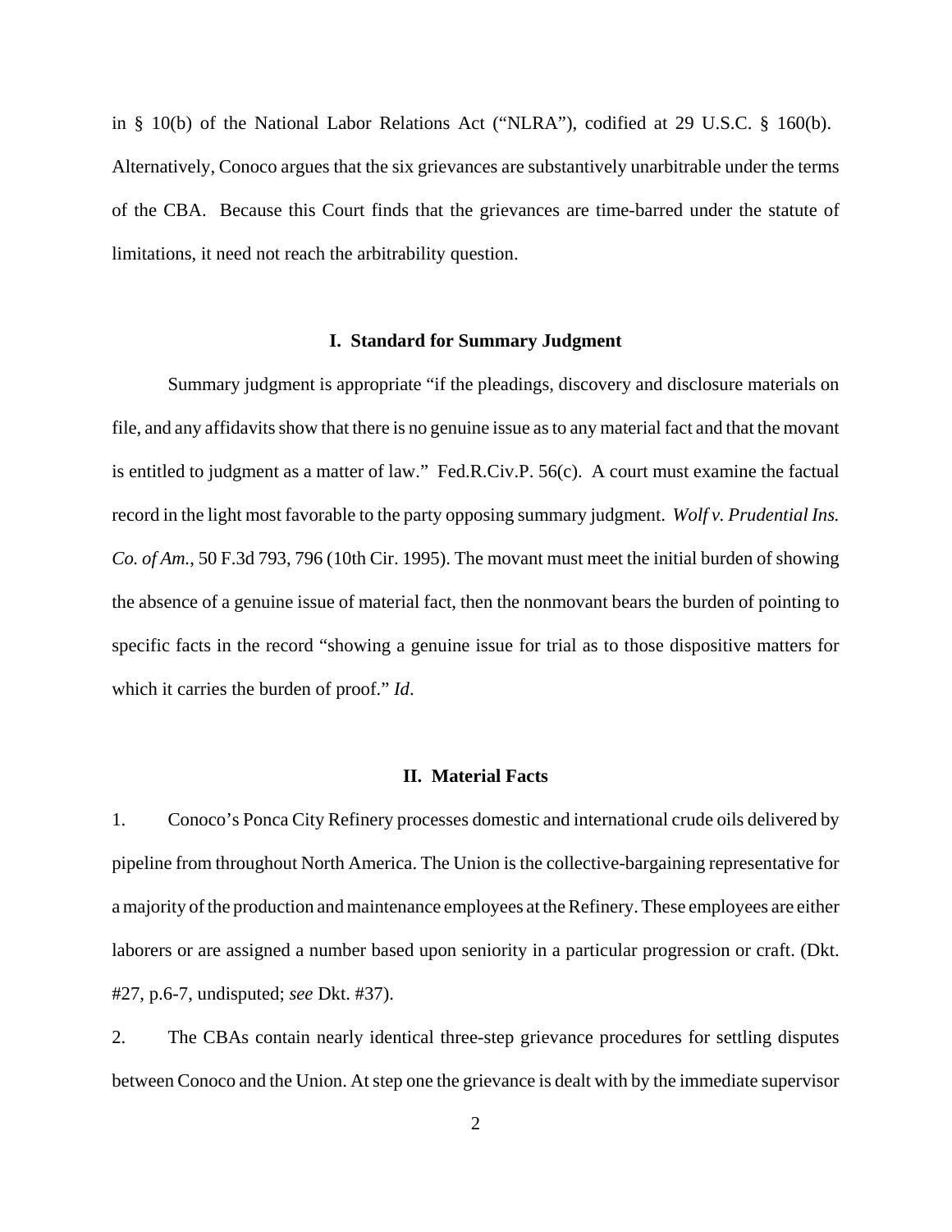in § 10(b) of the National Labor Relations Act ("NLRA"), codified at 29 U.S.C. § 160(b). Alternatively, Conoco argues that the six grievances are substantively unarbitrable under the terms of the CBA. Because this Court finds that the grievances are time-barred under the statute of limitations, it need not reach the arbitrability question.

## I. Standard for Summary Judgment

Summary judgment is appropriate "if the pleadings, discovery and disclosure materials on file, and any affidavits show that there is no genuine issue as to any material fact and that the movant is entitled to judgment as a matter of law." Fed.R.Civ.P. 56(c). A court must examine the factual record in the light most favorable to the party opposing summary judgment. *Wolf v. Prudential Ins. Co. of Am.*, 50 F.3d 793, 796 (10th Cir. 1995). The movant must meet the initial burden of showing the absence of a genuine issue of material fact, then the nonmovant bears the burden of pointing to specific facts in the record "showing a genuine issue for trial as to those dispositive matters for which it carries the burden of proof." *Id*.

## II. Material Facts

1. Conoco's Ponca City Refinery processes domestic and international crude oils delivered by pipeline from throughout North America. The Union is the collective-bargaining representative for a majority of the production and maintenance employees at the Refinery. These employees are either laborers or are assigned a number based upon seniority in a particular progression or craft. (Dkt. #27, p.6-7, undisputed; *see* Dkt. #37).

2. The CBAs contain nearly identical three-step grievance procedures for settling disputes between Conoco and the Union. At step one the grievance is dealt with by the immediate supervisor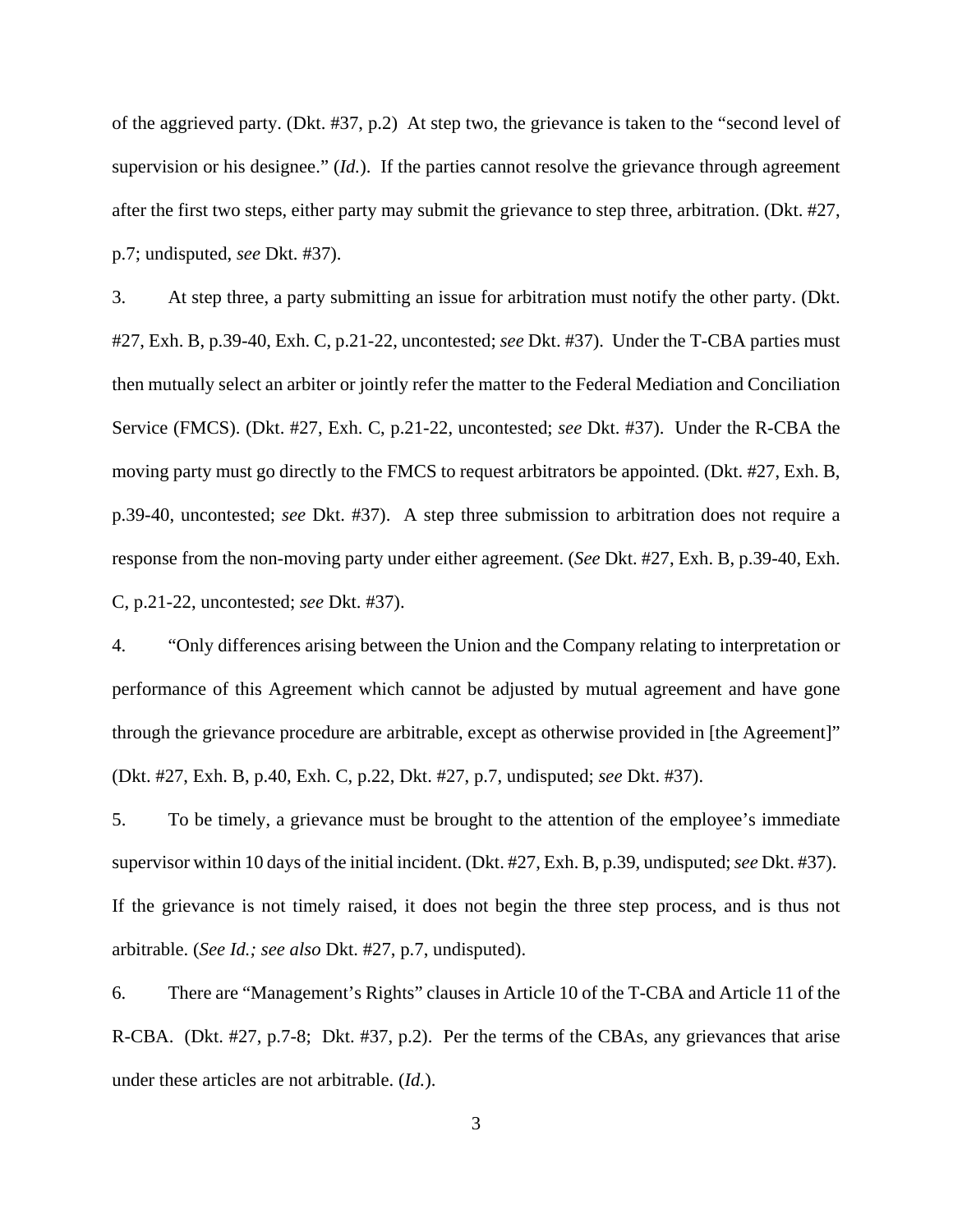of the aggrieved party. (Dkt. #37, p.2) At step two, the grievance is taken to the "second level of supervision or his designee." (*Id.*). If the parties cannot resolve the grievance through agreement after the first two steps, either party may submit the grievance to step three, arbitration. (Dkt. #27, p.7; undisputed, *see* Dkt. #37).

3. At step three, a party submitting an issue for arbitration must notify the other party. (Dkt. #27, Exh. B, p.39-40, Exh. C, p.21-22, uncontested; *see* Dkt. #37). Under the T-CBA parties must then mutually select an arbiter or jointly refer the matter to the Federal Mediation and Conciliation Service (FMCS). (Dkt. #27, Exh. C, p.21-22, uncontested; *see* Dkt. #37). Under the R-CBA the moving party must go directly to the FMCS to request arbitrators be appointed. (Dkt. #27, Exh. B, p.39-40, uncontested; *see* Dkt. #37). A step three submission to arbitration does not require a response from the non-moving party under either agreement. (*See* Dkt. #27, Exh. B, p.39-40, Exh. C, p.21-22, uncontested; *see* Dkt. #37).

4. "Only differences arising between the Union and the Company relating to interpretation or performance of this Agreement which cannot be adjusted by mutual agreement and have gone through the grievance procedure are arbitrable, except as otherwise provided in [the Agreement]" (Dkt. #27, Exh. B, p.40, Exh. C, p.22, Dkt. #27, p.7, undisputed; *see* Dkt. #37).

5. To be timely, a grievance must be brought to the attention of the employee's immediate supervisor within 10 days of the initial incident. (Dkt. #27, Exh. B, p.39, undisputed; *see* Dkt. #37). If the grievance is not timely raised, it does not begin the three step process, and is thus not arbitrable. (*See Id.; see also* Dkt. #27, p.7, undisputed).

6. There are "Management's Rights" clauses in Article 10 of the T-CBA and Article 11 of the R-CBA. (Dkt. #27, p.7-8; Dkt. #37, p.2). Per the terms of the CBAs, any grievances that arise under these articles are not arbitrable. (*Id.*).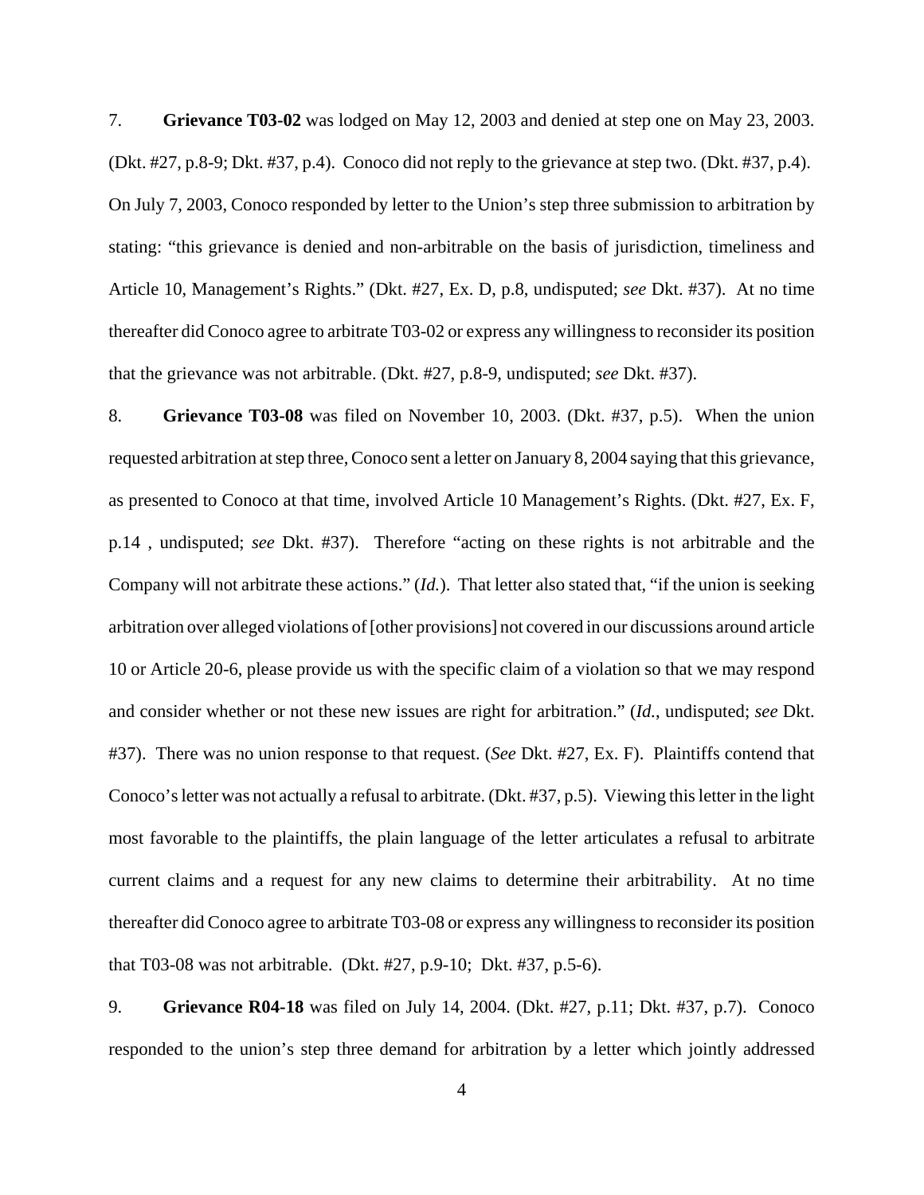7. **Grievance T03-02** was lodged on May 12, 2003 and denied at step one on May 23, 2003. (Dkt. #27, p.8-9; Dkt. #37, p.4). Conoco did not reply to the grievance at step two. (Dkt. #37, p.4). On July 7, 2003, Conoco responded by letter to the Union's step three submission to arbitration by stating: "this grievance is denied and non-arbitrable on the basis of jurisdiction, timeliness and Article 10, Management's Rights." (Dkt. #27, Ex. D, p.8, undisputed; *see* Dkt. #37). At no time thereafter did Conoco agree to arbitrate T03-02 or express any willingness to reconsider its position that the grievance was not arbitrable. (Dkt. #27, p.8-9, undisputed; *see* Dkt. #37).

8. **Grievance T03-08** was filed on November 10, 2003. (Dkt. #37, p.5). When the union requested arbitration at step three, Conoco sent a letter on January 8, 2004 saying that this grievance, as presented to Conoco at that time, involved Article 10 Management's Rights. (Dkt. #27, Ex. F, p.14 , undisputed; *see* Dkt. #37). Therefore "acting on these rights is not arbitrable and the Company will not arbitrate these actions." (*Id.*). That letter also stated that, "if the union is seeking arbitration over alleged violations of [other provisions] not covered in our discussions around article 10 or Article 20-6, please provide us with the specific claim of a violation so that we may respond and consider whether or not these new issues are right for arbitration." (*Id.*, undisputed; *see* Dkt. #37). There was no union response to that request. (*See* Dkt. #27, Ex. F). Plaintiffs contend that Conoco's letter was not actually a refusal to arbitrate. (Dkt. #37, p.5). Viewing this letter in the light most favorable to the plaintiffs, the plain language of the letter articulates a refusal to arbitrate current claims and a request for any new claims to determine their arbitrability. At no time thereafter did Conoco agree to arbitrate T03-08 or express any willingness to reconsider its position that T03-08 was not arbitrable. (Dkt. #27, p.9-10; Dkt. #37, p.5-6).

9. **Grievance R04-18** was filed on July 14, 2004. (Dkt. #27, p.11; Dkt. #37, p.7). Conoco responded to the union's step three demand for arbitration by a letter which jointly addressed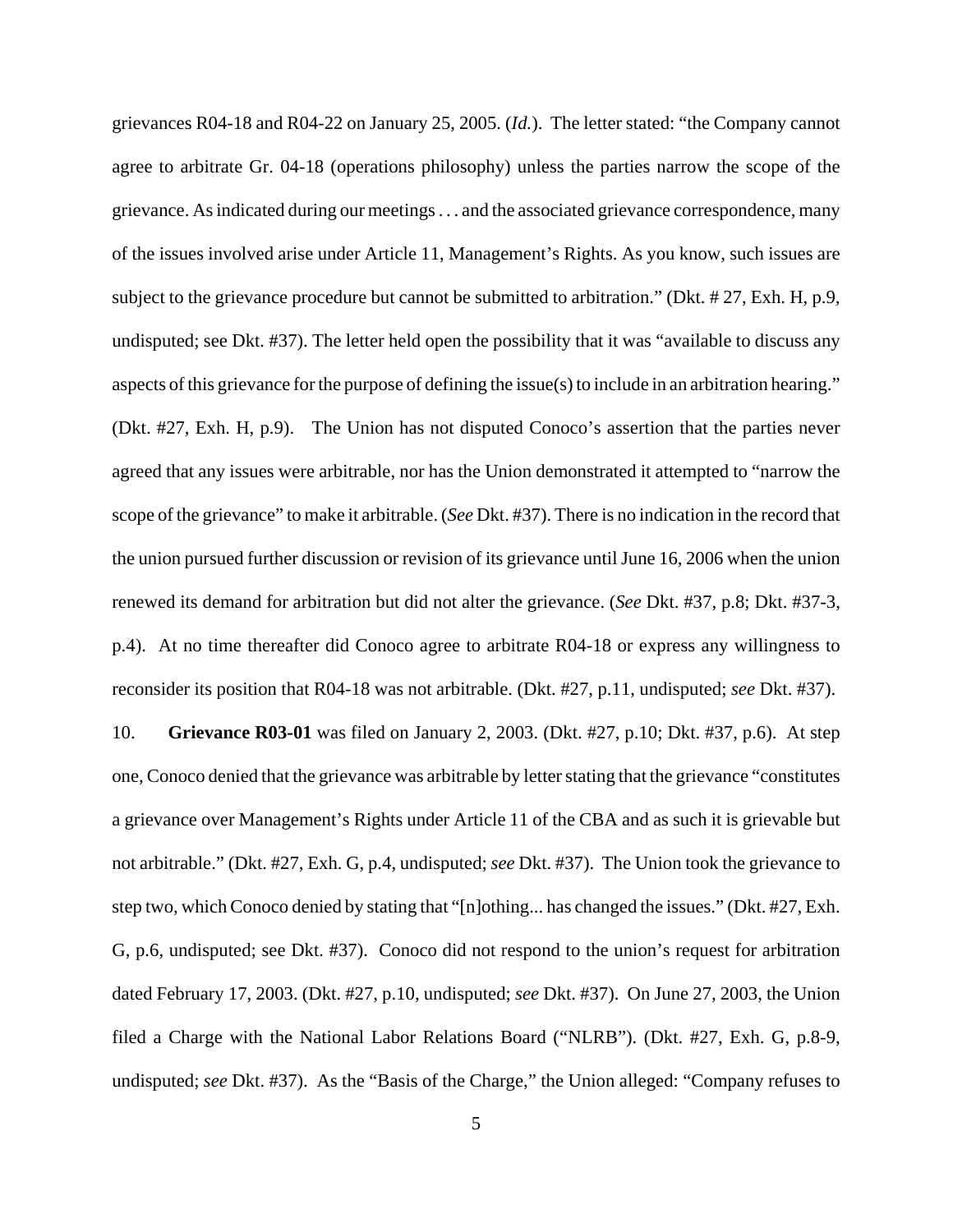grievances R04-18 and R04-22 on January 25, 2005. (*Id.*). The letter stated: "the Company cannot agree to arbitrate Gr. 04-18 (operations philosophy) unless the parties narrow the scope of the grievance. As indicated during our meetings . . . and the associated grievance correspondence, many of the issues involved arise under Article 11, Management's Rights. As you know, such issues are subject to the grievance procedure but cannot be submitted to arbitration." (Dkt. # 27, Exh. H, p.9, undisputed; see Dkt. #37). The letter held open the possibility that it was "available to discuss any aspects of this grievance for the purpose of defining the issue(s) to include in an arbitration hearing." (Dkt. #27, Exh. H, p.9). The Union has not disputed Conoco's assertion that the parties never agreed that any issues were arbitrable, nor has the Union demonstrated it attempted to "narrow the scope of the grievance" to make it arbitrable. (*See* Dkt. #37). There is no indication in the record that the union pursued further discussion or revision of its grievance until June 16, 2006 when the union renewed its demand for arbitration but did not alter the grievance. (*See* Dkt. #37, p.8; Dkt. #37-3, p.4). At no time thereafter did Conoco agree to arbitrate R04-18 or express any willingness to reconsider its position that R04-18 was not arbitrable. (Dkt. #27, p.11, undisputed; *see* Dkt. #37).

10. **Grievance R03-01** was filed on January 2, 2003. (Dkt. #27, p.10; Dkt. #37, p.6). At step one, Conoco denied that the grievance was arbitrable by letter stating that the grievance "constitutes a grievance over Management's Rights under Article 11 of the CBA and as such it is grievable but not arbitrable." (Dkt. #27, Exh. G, p.4, undisputed; *see* Dkt. #37). The Union took the grievance to step two, which Conoco denied by stating that "[n]othing... has changed the issues." (Dkt. #27, Exh. G, p.6, undisputed; see Dkt. #37). Conoco did not respond to the union's request for arbitration dated February 17, 2003. (Dkt. #27, p.10, undisputed; *see* Dkt. #37). On June 27, 2003, the Union filed a Charge with the National Labor Relations Board ("NLRB"). (Dkt. #27, Exh. G, p.8-9, undisputed; *see* Dkt. #37). As the "Basis of the Charge," the Union alleged: "Company refuses to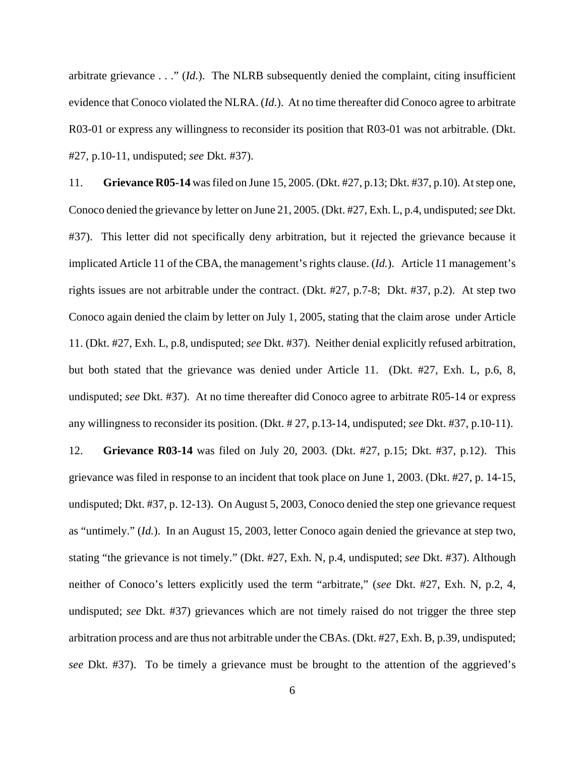arbitrate grievance . . ." (*Id.*). The NLRB subsequently denied the complaint, citing insufficient evidence that Conoco violated the NLRA. (*Id.*). At no time thereafter did Conoco agree to arbitrate R03-01 or express any willingness to reconsider its position that R03-01 was not arbitrable. (Dkt. #27, p.10-11, undisputed; *see* Dkt. #37).

11. **Grievance R05-14** was filed on June 15, 2005. (Dkt. #27, p.13; Dkt. #37, p.10). At step one, Conoco denied the grievance by letter on June 21, 2005. (Dkt. #27, Exh. L, p.4, undisputed; *see* Dkt. #37). This letter did not specifically deny arbitration, but it rejected the grievance because it implicated Article 11 of the CBA, the management's rights clause. (*Id.*). Article 11 management's rights issues are not arbitrable under the contract. (Dkt. #27, p.7-8; Dkt. #37, p.2). At step two Conoco again denied the claim by letter on July 1, 2005, stating that the claim arose under Article 11. (Dkt. #27, Exh. L, p.8, undisputed; *see* Dkt. #37). Neither denial explicitly refused arbitration, but both stated that the grievance was denied under Article 11. (Dkt. #27, Exh. L, p.6, 8, undisputed; *see* Dkt. #37). At no time thereafter did Conoco agree to arbitrate R05-14 or express any willingness to reconsider its position. (Dkt. # 27, p.13-14, undisputed; *see* Dkt. #37, p.10-11).

12. **Grievance R03-14** was filed on July 20, 2003. (Dkt. #27, p.15; Dkt. #37, p.12). This grievance was filed in response to an incident that took place on June 1, 2003. (Dkt. #27, p. 14-15, undisputed; Dkt. #37, p. 12-13). On August 5, 2003, Conoco denied the step one grievance request as "untimely." (*Id.*). In an August 15, 2003, letter Conoco again denied the grievance at step two, stating "the grievance is not timely." (Dkt. #27, Exh. N, p.4, undisputed; *see* Dkt. #37). Although neither of Conoco's letters explicitly used the term "arbitrate," (*see* Dkt. #27, Exh. N, p.2, 4, undisputed; *see* Dkt. #37) grievances which are not timely raised do not trigger the three step arbitration process and are thus not arbitrable under the CBAs. (Dkt. #27, Exh. B, p.39, undisputed; *see* Dkt. #37). To be timely a grievance must be brought to the attention of the aggrieved's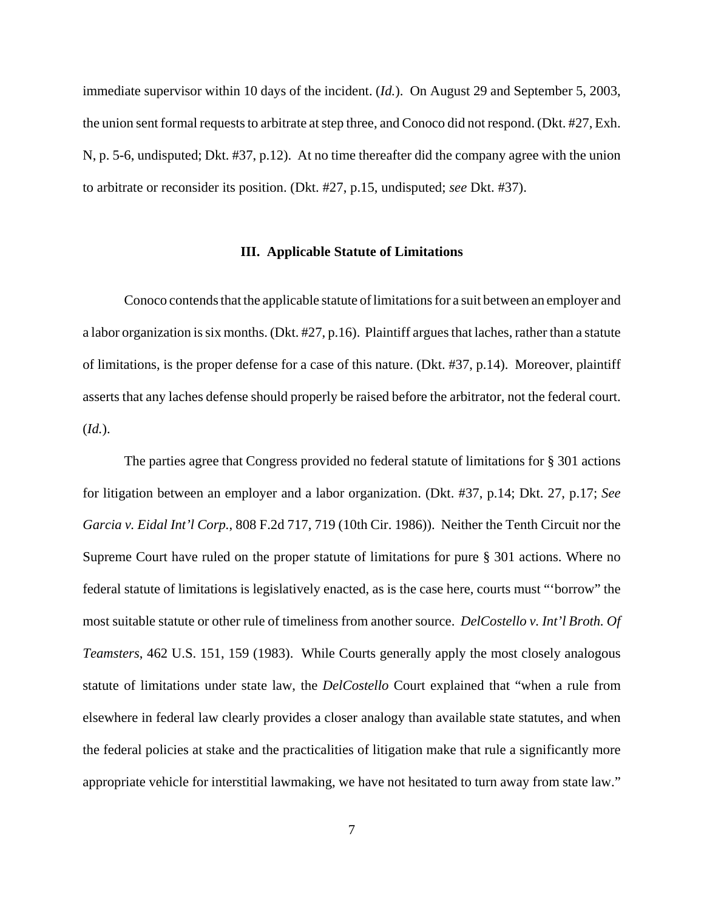immediate supervisor within 10 days of the incident. (*Id.*). On August 29 and September 5, 2003, the union sent formal requests to arbitrate at step three, and Conoco did not respond. (Dkt. #27, Exh. N, p. 5-6, undisputed; Dkt. #37, p.12). At no time thereafter did the company agree with the union to arbitrate or reconsider its position. (Dkt. #27, p.15, undisputed; *see* Dkt. #37).

## III. Applicable Statute of Limitations

Conoco contends that the applicable statute of limitations for a suit between an employer and a labor organization is six months. (Dkt. #27, p.16). Plaintiff argues that laches, rather than a statute of limitations, is the proper defense for a case of this nature. (Dkt. #37, p.14). Moreover, plaintiff asserts that any laches defense should properly be raised before the arbitrator, not the federal court. (*Id.*).

The parties agree that Congress provided no federal statute of limitations for § 301 actions for litigation between an employer and a labor organization. (Dkt. #37, p.14; Dkt. 27, p.17; *See Garcia v. Eidal Int'l Corp.*, 808 F.2d 717, 719 (10th Cir. 1986)). Neither the Tenth Circuit nor the Supreme Court have ruled on the proper statute of limitations for pure § 301 actions. Where no federal statute of limitations is legislatively enacted, as is the case here, courts must "'borrow" the most suitable statute or other rule of timeliness from another source. *DelCostello v. Int'l Broth. Of Teamsters*, 462 U.S. 151, 159 (1983). While Courts generally apply the most closely analogous statute of limitations under state law, the *DelCostello* Court explained that "when a rule from elsewhere in federal law clearly provides a closer analogy than available state statutes, and when the federal policies at stake and the practicalities of litigation make that rule a significantly more appropriate vehicle for interstitial lawmaking, we have not hesitated to turn away from state law."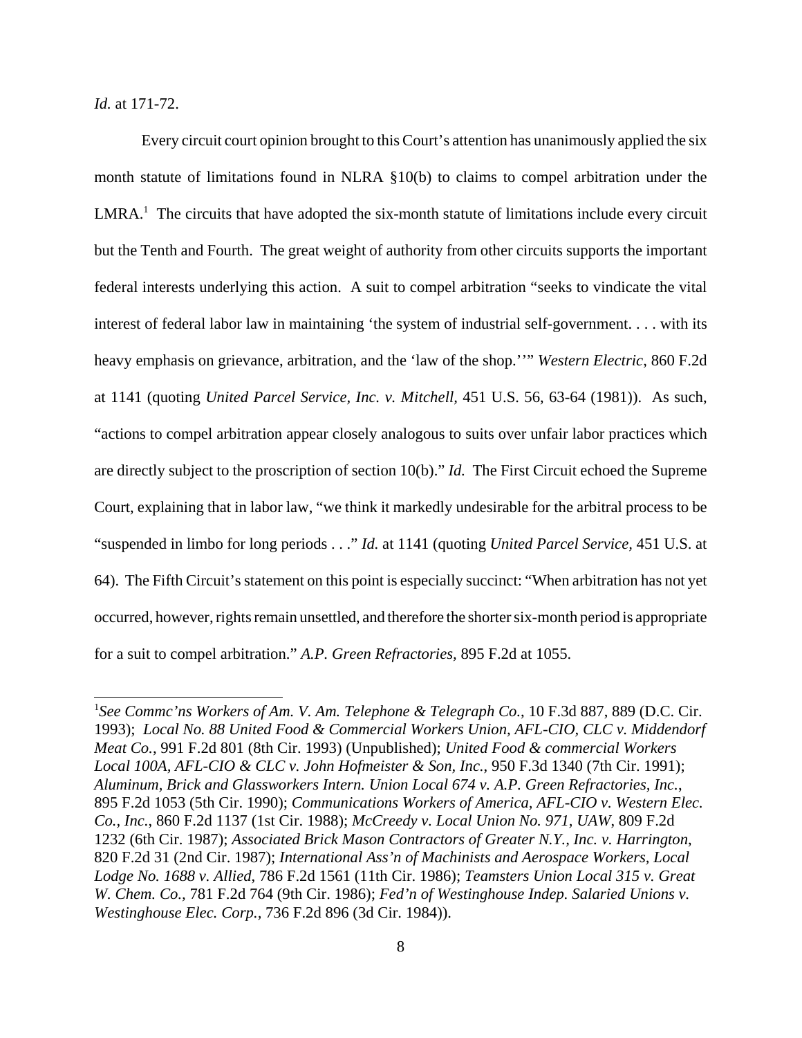*Id.* at 171-72.

Every circuit court opinion brought to this Court's attention has unanimously applied the six month statute of limitations found in NLRA §10(b) to claims to compel arbitration under the LMRA.[1] The circuits that have adopted the six-month statute of limitations include every circuit but the Tenth and Fourth. The great weight of authority from other circuits supports the important federal interests underlying this action. A suit to compel arbitration "seeks to vindicate the vital interest of federal labor law in maintaining 'the system of industrial self-government. . . . with its heavy emphasis on grievance, arbitration, and the 'law of the shop.''" *Western Electric*, 860 F.2d at 1141 (quoting *United Parcel Service, Inc. v. Mitchell,* 451 U.S. 56, 63-64 (1981)). As such, "actions to compel arbitration appear closely analogous to suits over unfair labor practices which are directly subject to the proscription of section 10(b)." *Id.* The First Circuit echoed the Supreme Court, explaining that in labor law, "we think it markedly undesirable for the arbitral process to be "suspended in limbo for long periods . . ." *Id.* at 1141 (quoting *United Parcel Service*, 451 U.S. at 64). The Fifth Circuit's statement on this point is especially succinct: "When arbitration has not yet occurred, however, rights remain unsettled, and therefore the shorter six-month period is appropriate for a suit to compel arbitration." *A.P. Green Refractories*, 895 F.2d at 1055.

---

[1]*See Commc'ns Workers of Am. V. Am. Telephone & Telegraph Co.*, 10 F.3d 887, 889 (D.C. Cir. 1993); *Local No. 88 United Food & Commercial Workers Union, AFL-CIO, CLC v. Middendorf Meat Co.*, 991 F.2d 801 (8th Cir. 1993) (Unpublished); *United Food & commercial Workers Local 100A, AFL-CIO & CLC v. John Hofmeister & Son, Inc.*, 950 F.3d 1340 (7th Cir. 1991); *Aluminum, Brick and Glassworkers Intern. Union Local 674 v. A.P. Green Refractories, Inc.*, 895 F.2d 1053 (5th Cir. 1990); *Communications Workers of America, AFL-CIO v. Western Elec. Co., Inc.*, 860 F.2d 1137 (1st Cir. 1988); *McCreedy v. Local Union No. 971, UAW*, 809 F.2d 1232 (6th Cir. 1987); *Associated Brick Mason Contractors of Greater N.Y., Inc. v. Harrington,* 820 F.2d 31 (2nd Cir. 1987); *International Ass'n of Machinists and Aerospace Workers, Local Lodge No. 1688 v. Allied*, 786 F.2d 1561 (11th Cir. 1986); *Teamsters Union Local 315 v. Great W. Chem. Co.,* 781 F.2d 764 (9th Cir. 1986); *Fed'n of Westinghouse Indep. Salaried Unions v. Westinghouse Elec. Corp.,* 736 F.2d 896 (3d Cir. 1984)).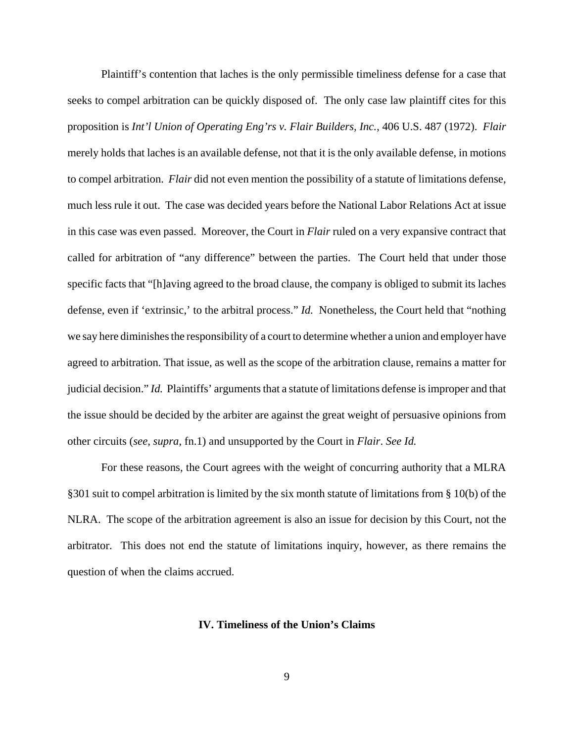Plaintiff's contention that laches is the only permissible timeliness defense for a case that seeks to compel arbitration can be quickly disposed of. The only case law plaintiff cites for this proposition is *Int'l Union of Operating Eng'rs v. Flair Builders, Inc.*, 406 U.S. 487 (1972). *Flair* merely holds that laches is an available defense, not that it is the only available defense, in motions to compel arbitration. *Flair* did not even mention the possibility of a statute of limitations defense, much less rule it out. The case was decided years before the National Labor Relations Act at issue in this case was even passed. Moreover, the Court in *Flair* ruled on a very expansive contract that called for arbitration of "any difference" between the parties. The Court held that under those specific facts that "[h]aving agreed to the broad clause, the company is obliged to submit its laches defense, even if 'extrinsic,' to the arbitral process." *Id.* Nonetheless, the Court held that "nothing we say here diminishes the responsibility of a court to determine whether a union and employer have agreed to arbitration. That issue, as well as the scope of the arbitration clause, remains a matter for judicial decision." *Id.* Plaintiffs' arguments that a statute of limitations defense is improper and that the issue should be decided by the arbiter are against the great weight of persuasive opinions from other circuits (*see, supra,* fn.1) and unsupported by the Court in *Flair*. *See Id.*

For these reasons, the Court agrees with the weight of concurring authority that a MLRA §301 suit to compel arbitration is limited by the six month statute of limitations from § 10(b) of the NLRA. The scope of the arbitration agreement is also an issue for decision by this Court, not the arbitrator. This does not end the statute of limitations inquiry, however, as there remains the question of when the claims accrued.

## IV. Timeliness of the Union's Claims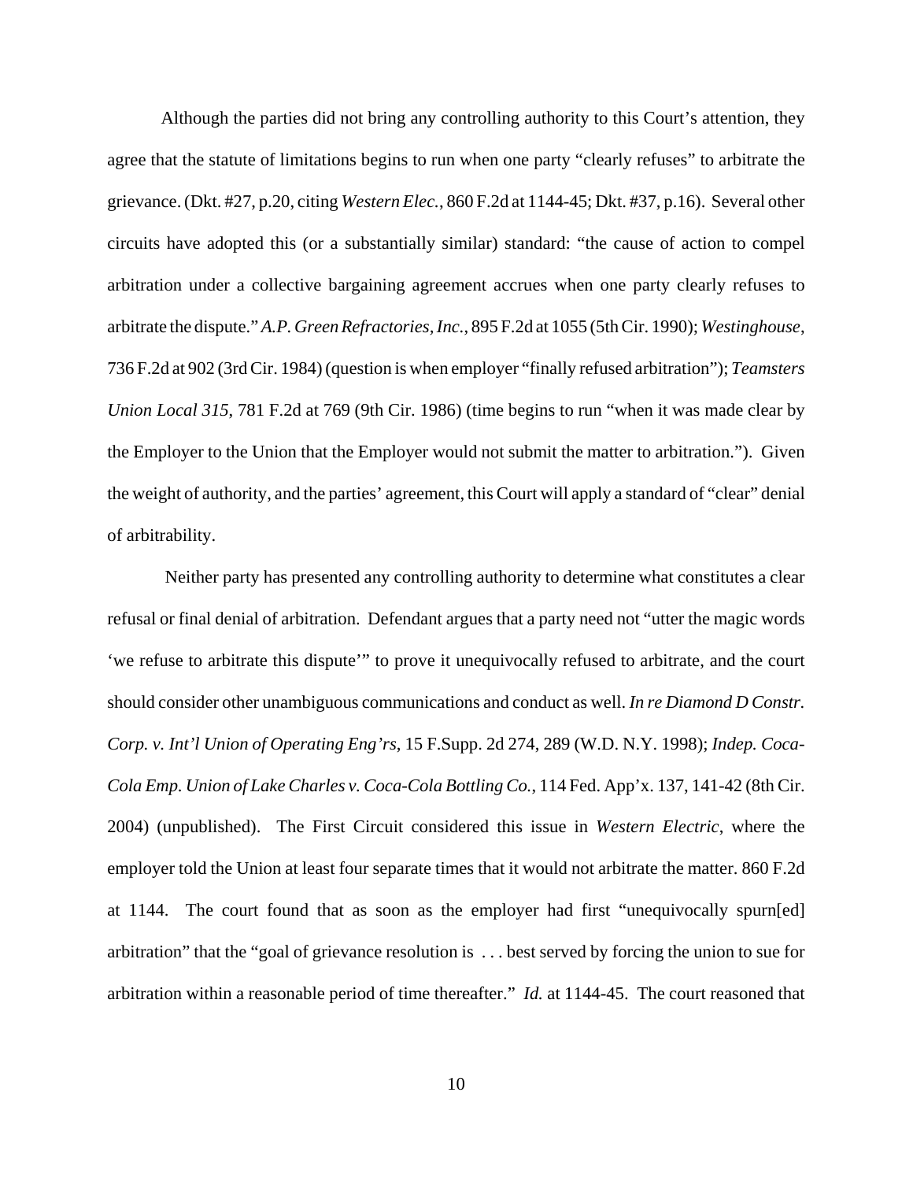Although the parties did not bring any controlling authority to this Court's attention, they agree that the statute of limitations begins to run when one party "clearly refuses" to arbitrate the grievance. (Dkt. #27, p.20, citing *Western Elec.*, 860 F.2d at 1144-45; Dkt. #37, p.16). Several other circuits have adopted this (or a substantially similar) standard: "the cause of action to compel arbitration under a collective bargaining agreement accrues when one party clearly refuses to arbitrate the dispute." *A.P. Green Refractories, Inc.*, 895 F.2d at 1055 (5th Cir. 1990); *Westinghouse*, 736 F.2d at 902 (3rd Cir. 1984) (question is when employer "finally refused arbitration"); *Teamsters Union Local 315*, 781 F.2d at 769 (9th Cir. 1986) (time begins to run "when it was made clear by the Employer to the Union that the Employer would not submit the matter to arbitration."). Given the weight of authority, and the parties' agreement, this Court will apply a standard of "clear" denial of arbitrability.

Neither party has presented any controlling authority to determine what constitutes a clear refusal or final denial of arbitration. Defendant argues that a party need not "utter the magic words 'we refuse to arbitrate this dispute'" to prove it unequivocally refused to arbitrate, and the court should consider other unambiguous communications and conduct as well. *In re Diamond D Constr. Corp. v. Int'l Union of Operating Eng'rs*, 15 F.Supp. 2d 274, 289 (W.D. N.Y. 1998); *Indep. Coca-Cola Emp. Union of Lake Charles v. Coca-Cola Bottling Co.*, 114 Fed. App'x. 137, 141-42 (8th Cir. 2004) (unpublished). The First Circuit considered this issue in *Western Electric*, where the employer told the Union at least four separate times that it would not arbitrate the matter. 860 F.2d at 1144. The court found that as soon as the employer had first "unequivocally spurn[ed] arbitration" that the "goal of grievance resolution is . . . best served by forcing the union to sue for arbitration within a reasonable period of time thereafter." *Id.* at 1144-45. The court reasoned that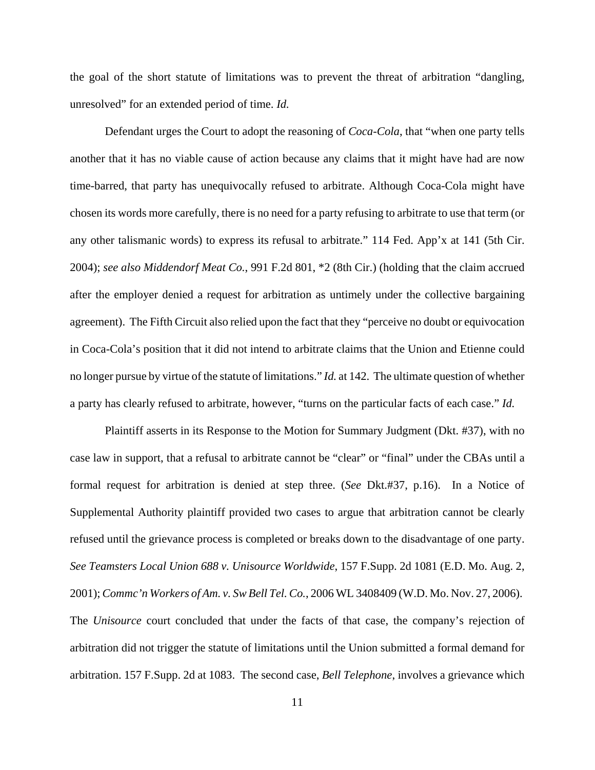the goal of the short statute of limitations was to prevent the threat of arbitration "dangling, unresolved" for an extended period of time. *Id.*

Defendant urges the Court to adopt the reasoning of *Coca-Cola*, that "when one party tells another that it has no viable cause of action because any claims that it might have had are now time-barred, that party has unequivocally refused to arbitrate. Although Coca-Cola might have chosen its words more carefully, there is no need for a party refusing to arbitrate to use that term (or any other talismanic words) to express its refusal to arbitrate." 114 Fed. App'x at 141 (5th Cir. 2004); *see also Middendorf Meat Co.*, 991 F.2d 801, *2 (8th Cir.) (holding that the claim accrued after the employer denied a request for arbitration as untimely under the collective bargaining agreement). The Fifth Circuit also relied upon the fact that they "perceive no doubt or equivocation in Coca-Cola's position that it did not intend to arbitrate claims that the Union and Etienne could no longer pursue by virtue of the statute of limitations." *Id.* at 142. The ultimate question of whether a party has clearly refused to arbitrate, however, "turns on the particular facts of each case." *Id.*

Plaintiff asserts in its Response to the Motion for Summary Judgment (Dkt. #37), with no case law in support, that a refusal to arbitrate cannot be "clear" or "final" under the CBAs until a formal request for arbitration is denied at step three. (*See* Dkt.#37, p.16). In a Notice of Supplemental Authority plaintiff provided two cases to argue that arbitration cannot be clearly refused until the grievance process is completed or breaks down to the disadvantage of one party. *See Teamsters Local Union 688 v. Unisource Worldwide*, 157 F.Supp. 2d 1081 (E.D. Mo. Aug. 2, 2001); *Commc'n Workers of Am. v. Sw Bell Tel. Co.*, 2006 WL 3408409 (W.D. Mo. Nov. 27, 2006). The *Unisource* court concluded that under the facts of that case, the company's rejection of arbitration did not trigger the statute of limitations until the Union submitted a formal demand for arbitration. 157 F.Supp. 2d at 1083. The second case, *Bell Telephone*, involves a grievance which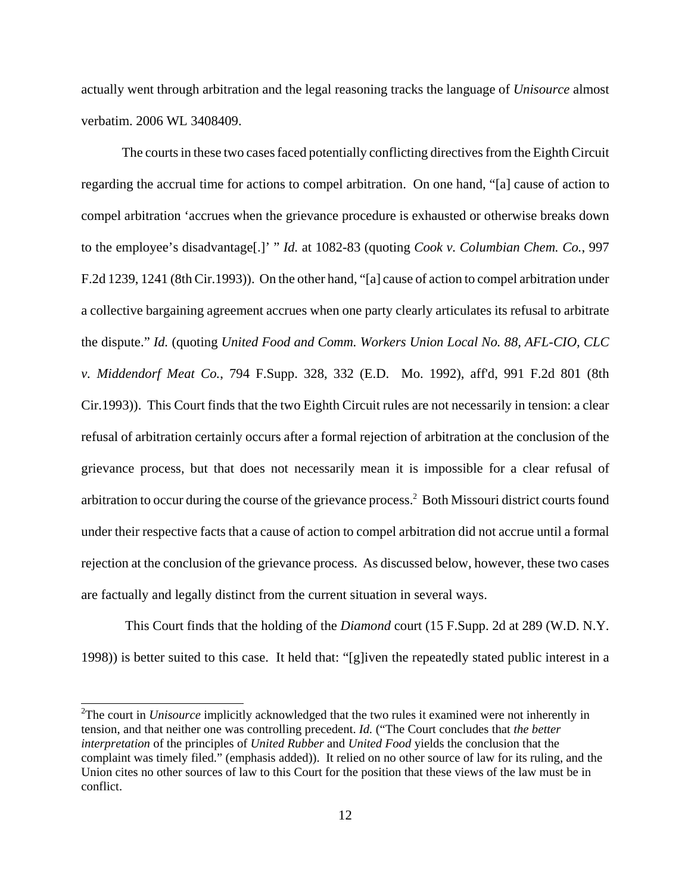actually went through arbitration and the legal reasoning tracks the language of *Unisource* almost verbatim. 2006 WL 3408409.

The courts in these two cases faced potentially conflicting directives from the Eighth Circuit regarding the accrual time for actions to compel arbitration. On one hand, "[a] cause of action to compel arbitration 'accrues when the grievance procedure is exhausted or otherwise breaks down to the employee's disadvantage[.]' " *Id.* at 1082-83 (quoting *Cook v. Columbian Chem. Co.*, 997 F.2d 1239, 1241 (8th Cir.1993)). On the other hand, "[a] cause of action to compel arbitration under a collective bargaining agreement accrues when one party clearly articulates its refusal to arbitrate the dispute." *Id.* (quoting *United Food and Comm. Workers Union Local No. 88, AFL-CIO, CLC v. Middendorf Meat Co.*, 794 F.Supp. 328, 332 (E.D. Mo. 1992), aff'd, 991 F.2d 801 (8th Cir.1993)). This Court finds that the two Eighth Circuit rules are not necessarily in tension: a clear refusal of arbitration certainly occurs after a formal rejection of arbitration at the conclusion of the grievance process, but that does not necessarily mean it is impossible for a clear refusal of arbitration to occur during the course of the grievance process.[2] Both Missouri district courts found under their respective facts that a cause of action to compel arbitration did not accrue until a formal rejection at the conclusion of the grievance process. As discussed below, however, these two cases are factually and legally distinct from the current situation in several ways.

This Court finds that the holding of the *Diamond* court (15 F.Supp. 2d at 289 (W.D. N.Y. 1998)) is better suited to this case. It held that: "[g]iven the repeatedly stated public interest in a

[2]The court in *Unisource* implicitly acknowledged that the two rules it examined were not inherently in tension, and that neither one was controlling precedent. *Id.* ("The Court concludes that *the better interpretation* of the principles of *United Rubber* and *United Food* yields the conclusion that the complaint was timely filed." (emphasis added)). It relied on no other source of law for its ruling, and the Union cites no other sources of law to this Court for the position that these views of the law must be in conflict.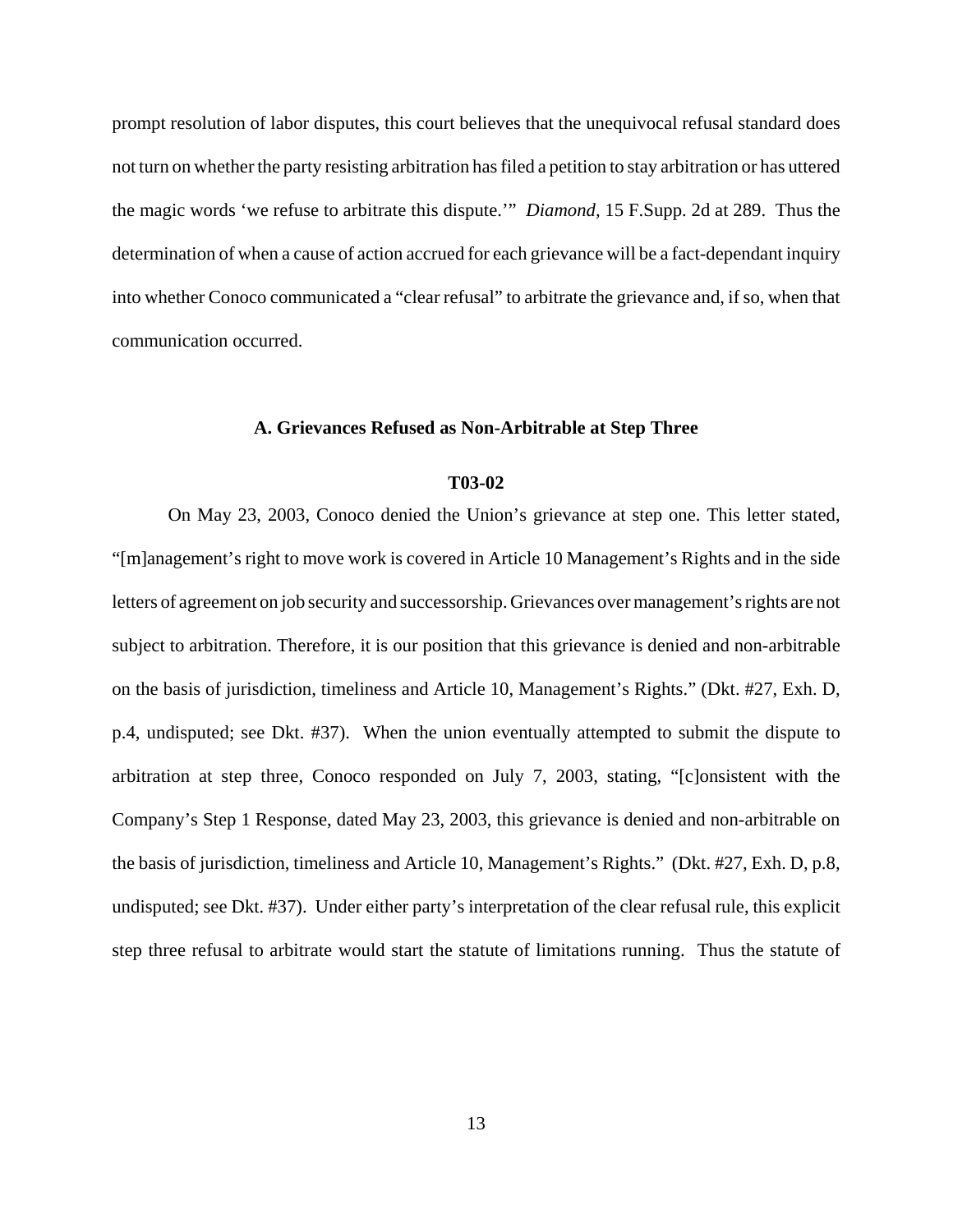prompt resolution of labor disputes, this court believes that the unequivocal refusal standard does not turn on whether the party resisting arbitration has filed a petition to stay arbitration or has uttered the magic words 'we refuse to arbitrate this dispute.'" *Diamond*, 15 F.Supp. 2d at 289. Thus the determination of when a cause of action accrued for each grievance will be a fact-dependant inquiry into whether Conoco communicated a "clear refusal" to arbitrate the grievance and, if so, when that communication occurred.

### A. Grievances Refused as Non-Arbitrable at Step Three

#### T03-02

On May 23, 2003, Conoco denied the Union's grievance at step one. This letter stated, "[m]anagement's right to move work is covered in Article 10 Management's Rights and in the side letters of agreement on job security and successorship. Grievances over management's rights are not subject to arbitration. Therefore, it is our position that this grievance is denied and non-arbitrable on the basis of jurisdiction, timeliness and Article 10, Management's Rights." (Dkt. #27, Exh. D, p.4, undisputed; see Dkt. #37). When the union eventually attempted to submit the dispute to arbitration at step three, Conoco responded on July 7, 2003, stating, "[c]onsistent with the Company's Step 1 Response, dated May 23, 2003, this grievance is denied and non-arbitrable on the basis of jurisdiction, timeliness and Article 10, Management's Rights." (Dkt. #27, Exh. D, p.8, undisputed; see Dkt. #37). Under either party's interpretation of the clear refusal rule, this explicit step three refusal to arbitrate would start the statute of limitations running. Thus the statute of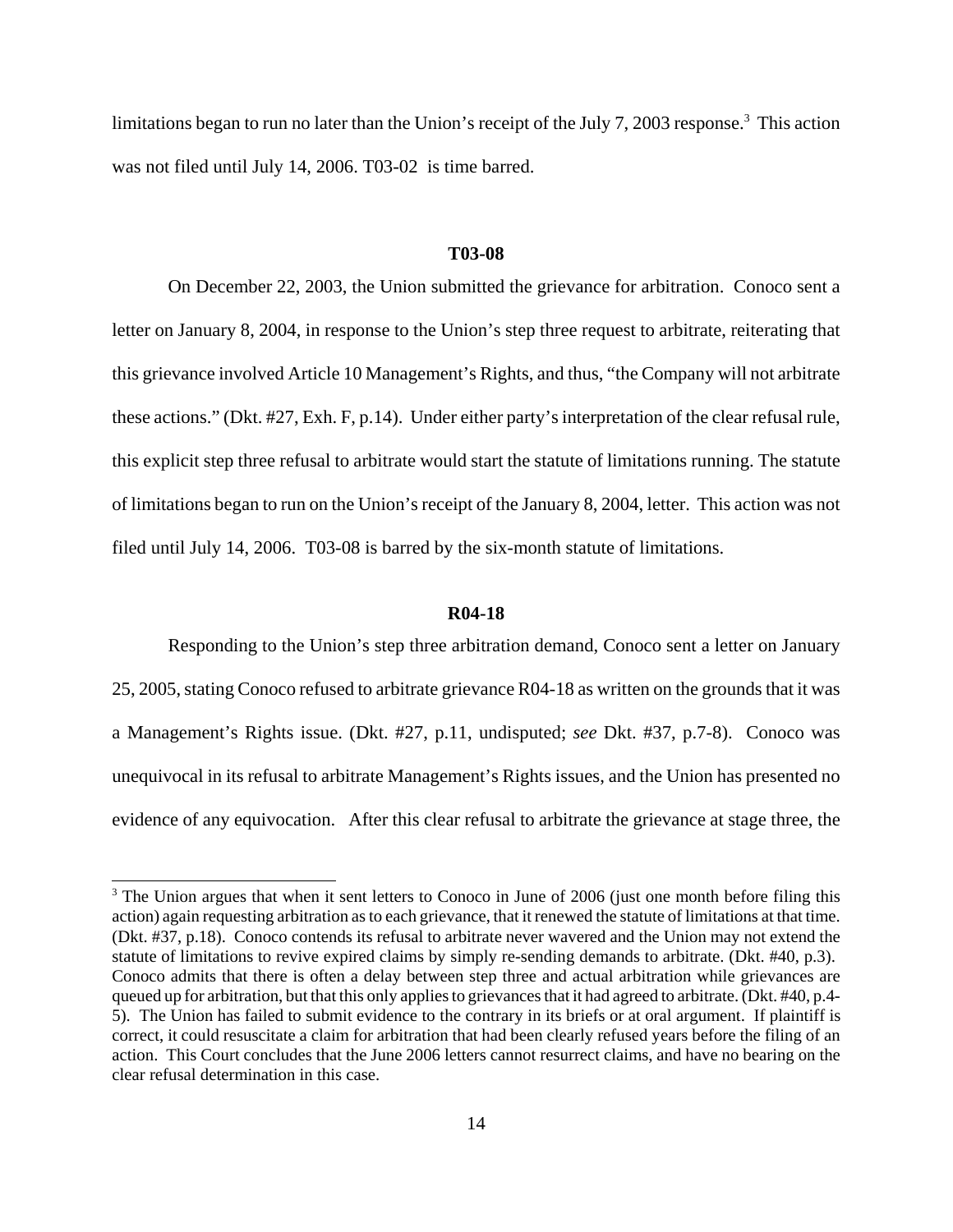limitations began to run no later than the Union's receipt of the July 7, 2003 response.[3] This action was not filed until July 14, 2006. T03-02 is time barred.

**T03-08**

On December 22, 2003, the Union submitted the grievance for arbitration. Conoco sent a letter on January 8, 2004, in response to the Union's step three request to arbitrate, reiterating that this grievance involved Article 10 Management's Rights, and thus, "the Company will not arbitrate these actions." (Dkt. #27, Exh. F, p.14). Under either party's interpretation of the clear refusal rule, this explicit step three refusal to arbitrate would start the statute of limitations running. The statute of limitations began to run on the Union's receipt of the January 8, 2004, letter. This action was not filed until July 14, 2006. T03-08 is barred by the six-month statute of limitations.

**R04-18**

Responding to the Union's step three arbitration demand, Conoco sent a letter on January 25, 2005, stating Conoco refused to arbitrate grievance R04-18 as written on the grounds that it was a Management's Rights issue. (Dkt. #27, p.11, undisputed; *see* Dkt. #37, p.7-8). Conoco was unequivocal in its refusal to arbitrate Management's Rights issues, and the Union has presented no evidence of any equivocation. After this clear refusal to arbitrate the grievance at stage three, the

[3] The Union argues that when it sent letters to Conoco in June of 2006 (just one month before filing this action) again requesting arbitration as to each grievance, that it renewed the statute of limitations at that time. (Dkt. #37, p.18). Conoco contends its refusal to arbitrate never wavered and the Union may not extend the statute of limitations to revive expired claims by simply re-sending demands to arbitrate. (Dkt. #40, p.3). Conoco admits that there is often a delay between step three and actual arbitration while grievances are queued up for arbitration, but that this only applies to grievances that it had agreed to arbitrate. (Dkt. #40, p.4-5). The Union has failed to submit evidence to the contrary in its briefs or at oral argument. If plaintiff is correct, it could resuscitate a claim for arbitration that had been clearly refused years before the filing of an action. This Court concludes that the June 2006 letters cannot resurrect claims, and have no bearing on the clear refusal determination in this case.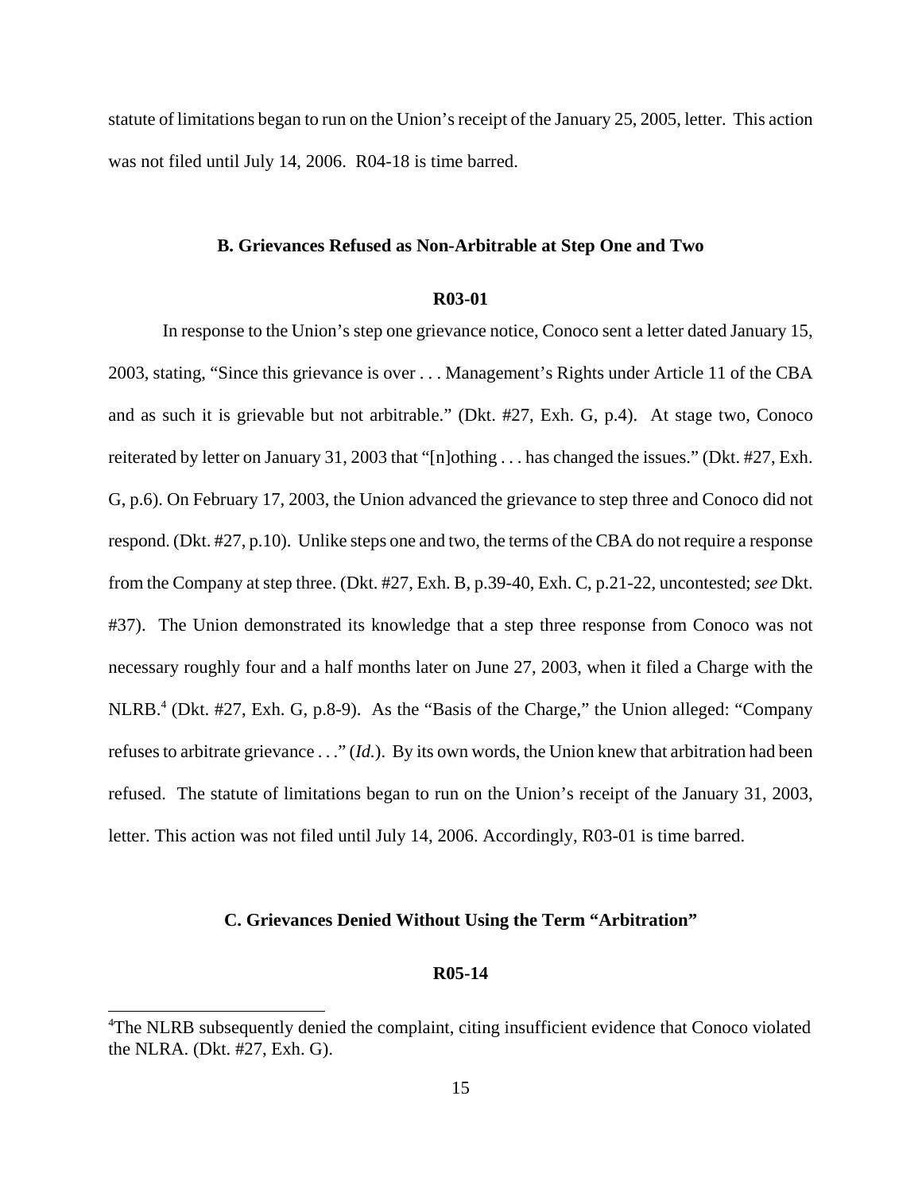statute of limitations began to run on the Union's receipt of the January 25, 2005, letter. This action was not filed until July 14, 2006. R04-18 is time barred.

### B. Grievances Refused as Non-Arbitrable at Step One and Two

#### R03-01

In response to the Union's step one grievance notice, Conoco sent a letter dated January 15, 2003, stating, "Since this grievance is over . . . Management's Rights under Article 11 of the CBA and as such it is grievable but not arbitrable." (Dkt. #27, Exh. G, p.4). At stage two, Conoco reiterated by letter on January 31, 2003 that "[n]othing . . . has changed the issues." (Dkt. #27, Exh. G, p.6). On February 17, 2003, the Union advanced the grievance to step three and Conoco did not respond. (Dkt. #27, p.10). Unlike steps one and two, the terms of the CBA do not require a response from the Company at step three. (Dkt. #27, Exh. B, p.39-40, Exh. C, p.21-22, uncontested; *see* Dkt. #37). The Union demonstrated its knowledge that a step three response from Conoco was not necessary roughly four and a half months later on June 27, 2003, when it filed a Charge with the NLRB.[4] (Dkt. #27, Exh. G, p.8-9). As the "Basis of the Charge," the Union alleged: "Company refuses to arbitrate grievance . . ." (*Id.*). By its own words, the Union knew that arbitration had been refused. The statute of limitations began to run on the Union's receipt of the January 31, 2003, letter. This action was not filed until July 14, 2006. Accordingly, R03-01 is time barred.

### C. Grievances Denied Without Using the Term "Arbitration"

#### R05-14

---

[4]The NLRB subsequently denied the complaint, citing insufficient evidence that Conoco violated the NLRA. (Dkt. #27, Exh. G).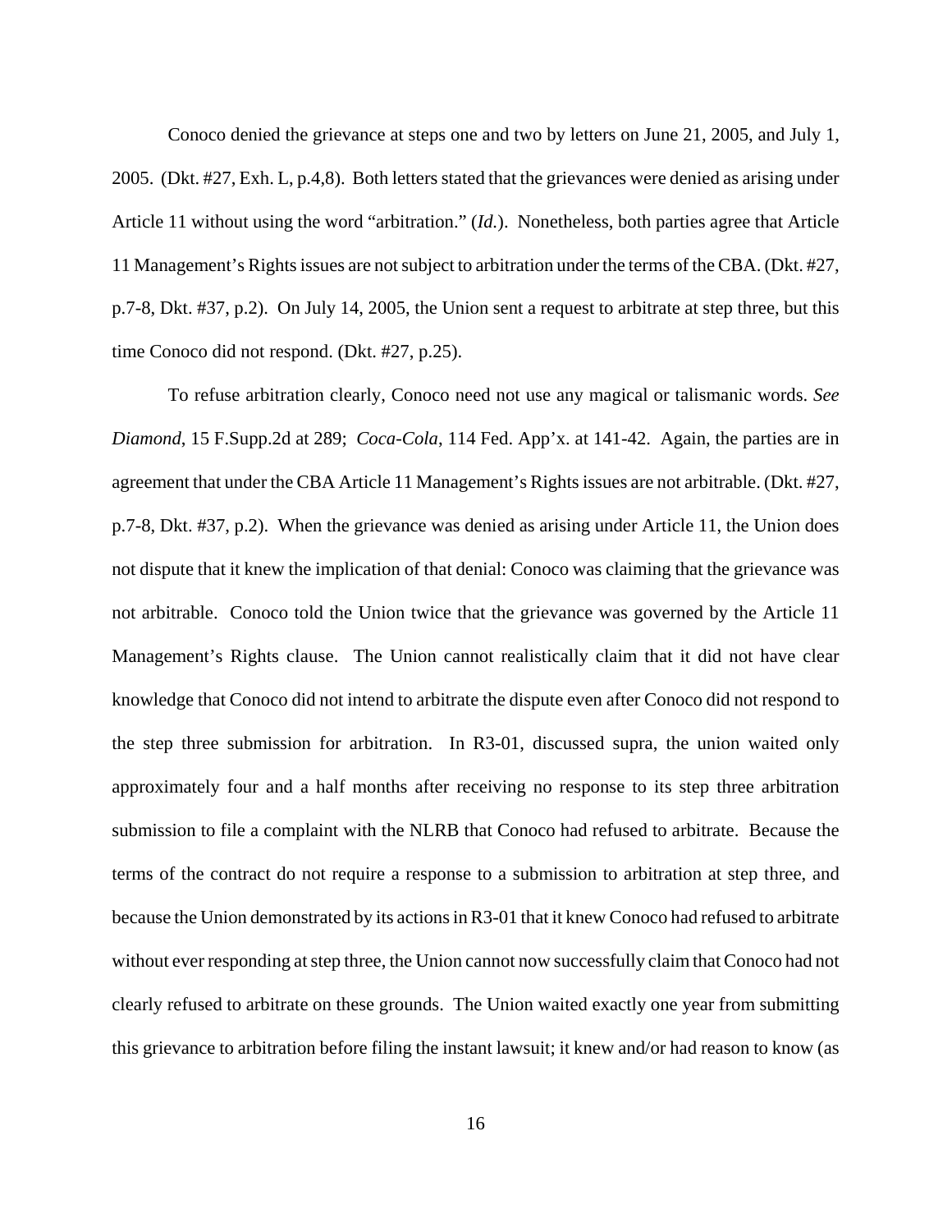Conoco denied the grievance at steps one and two by letters on June 21, 2005, and July 1, 2005. (Dkt. #27, Exh. L, p.4,8). Both letters stated that the grievances were denied as arising under Article 11 without using the word "arbitration." (*Id.*). Nonetheless, both parties agree that Article 11 Management's Rights issues are not subject to arbitration under the terms of the CBA. (Dkt. #27, p.7-8, Dkt. #37, p.2). On July 14, 2005, the Union sent a request to arbitrate at step three, but this time Conoco did not respond. (Dkt. #27, p.25).

To refuse arbitration clearly, Conoco need not use any magical or talismanic words. *See Diamond*, 15 F.Supp.2d at 289; *Coca-Cola*, 114 Fed. App'x. at 141-42. Again, the parties are in agreement that under the CBA Article 11 Management's Rights issues are not arbitrable. (Dkt. #27, p.7-8, Dkt. #37, p.2). When the grievance was denied as arising under Article 11, the Union does not dispute that it knew the implication of that denial: Conoco was claiming that the grievance was not arbitrable. Conoco told the Union twice that the grievance was governed by the Article 11 Management's Rights clause. The Union cannot realistically claim that it did not have clear knowledge that Conoco did not intend to arbitrate the dispute even after Conoco did not respond to the step three submission for arbitration. In R3-01, discussed supra, the union waited only approximately four and a half months after receiving no response to its step three arbitration submission to file a complaint with the NLRB that Conoco had refused to arbitrate. Because the terms of the contract do not require a response to a submission to arbitration at step three, and because the Union demonstrated by its actions in R3-01 that it knew Conoco had refused to arbitrate without ever responding at step three, the Union cannot now successfully claim that Conoco had not clearly refused to arbitrate on these grounds. The Union waited exactly one year from submitting this grievance to arbitration before filing the instant lawsuit; it knew and/or had reason to know (as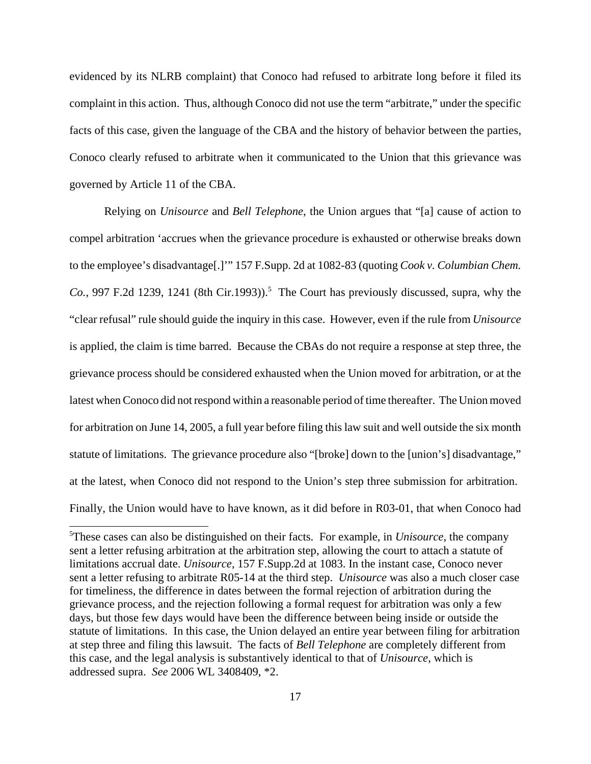evidenced by its NLRB complaint) that Conoco had refused to arbitrate long before it filed its complaint in this action. Thus, although Conoco did not use the term "arbitrate," under the specific facts of this case, given the language of the CBA and the history of behavior between the parties, Conoco clearly refused to arbitrate when it communicated to the Union that this grievance was governed by Article 11 of the CBA.

Relying on *Unisource* and *Bell Telephone*, the Union argues that "[a] cause of action to compel arbitration 'accrues when the grievance procedure is exhausted or otherwise breaks down to the employee's disadvantage[.]'" 157 F.Supp. 2d at 1082-83 (quoting *Cook v. Columbian Chem. Co.*, 997 F.2d 1239, 1241 (8th Cir.1993)).[5] The Court has previously discussed, supra, why the "clear refusal" rule should guide the inquiry in this case. However, even if the rule from *Unisource* is applied, the claim is time barred. Because the CBAs do not require a response at step three, the grievance process should be considered exhausted when the Union moved for arbitration, or at the latest when Conoco did not respond within a reasonable period of time thereafter. The Union moved for arbitration on June 14, 2005, a full year before filing this law suit and well outside the six month statute of limitations. The grievance procedure also "[broke] down to the [union's] disadvantage," at the latest, when Conoco did not respond to the Union's step three submission for arbitration. Finally, the Union would have to have known, as it did before in R03-01, that when Conoco had

[5]These cases can also be distinguished on their facts. For example, in *Unisource*, the company sent a letter refusing arbitration at the arbitration step, allowing the court to attach a statute of limitations accrual date. *Unisource*, 157 F.Supp.2d at 1083. In the instant case, Conoco never sent a letter refusing to arbitrate R05-14 at the third step. *Unisource* was also a much closer case for timeliness, the difference in dates between the formal rejection of arbitration during the grievance process, and the rejection following a formal request for arbitration was only a few days, but those few days would have been the difference between being inside or outside the statute of limitations. In this case, the Union delayed an entire year between filing for arbitration at step three and filing this lawsuit. The facts of *Bell Telephone* are completely different from this case, and the legal analysis is substantively identical to that of *Unisource*, which is addressed supra. *See* 2006 WL 3408409, \*2.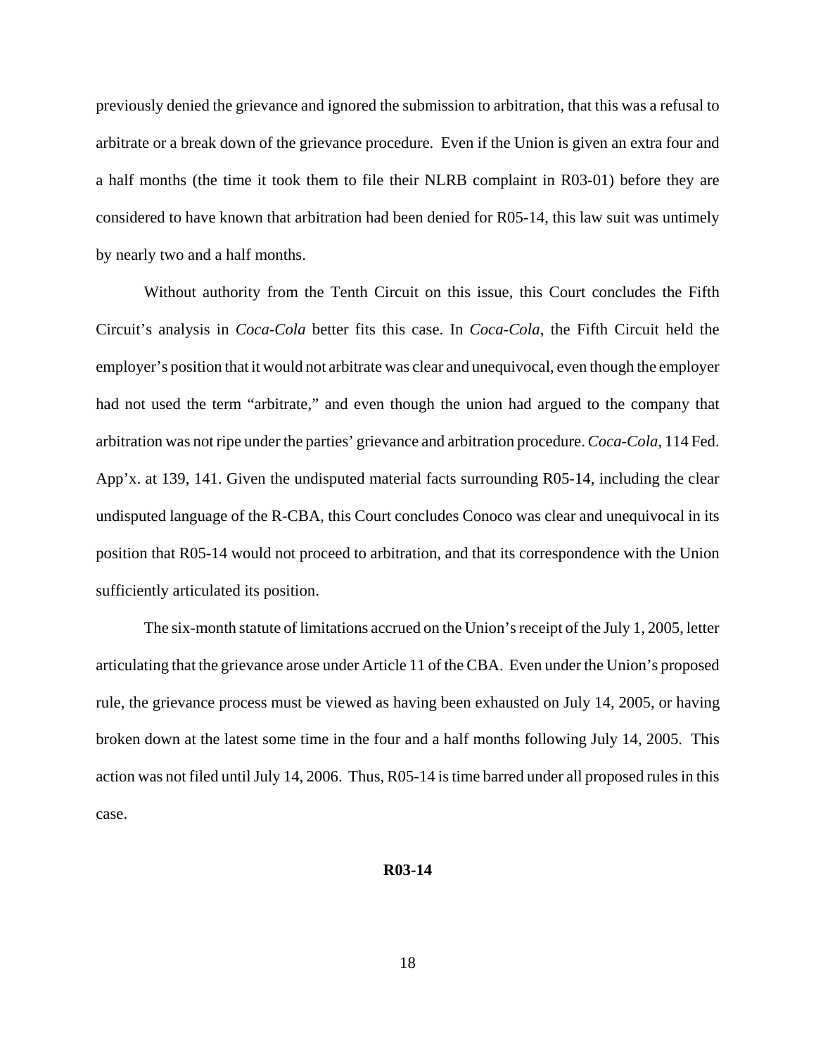previously denied the grievance and ignored the submission to arbitration, that this was a refusal to arbitrate or a break down of the grievance procedure. Even if the Union is given an extra four and a half months (the time it took them to file their NLRB complaint in R03-01) before they are considered to have known that arbitration had been denied for R05-14, this law suit was untimely by nearly two and a half months.

Without authority from the Tenth Circuit on this issue, this Court concludes the Fifth Circuit's analysis in *Coca-Cola* better fits this case. In *Coca-Cola*, the Fifth Circuit held the employer's position that it would not arbitrate was clear and unequivocal, even though the employer had not used the term "arbitrate," and even though the union had argued to the company that arbitration was not ripe under the parties' grievance and arbitration procedure. *Coca-Cola*, 114 Fed. App'x. at 139, 141. Given the undisputed material facts surrounding R05-14, including the clear undisputed language of the R-CBA, this Court concludes Conoco was clear and unequivocal in its position that R05-14 would not proceed to arbitration, and that its correspondence with the Union sufficiently articulated its position.

The six-month statute of limitations accrued on the Union's receipt of the July 1, 2005, letter articulating that the grievance arose under Article 11 of the CBA. Even under the Union's proposed rule, the grievance process must be viewed as having been exhausted on July 14, 2005, or having broken down at the latest some time in the four and a half months following July 14, 2005. This action was not filed until July 14, 2006. Thus, R05-14 is time barred under all proposed rules in this case.

**R03-14**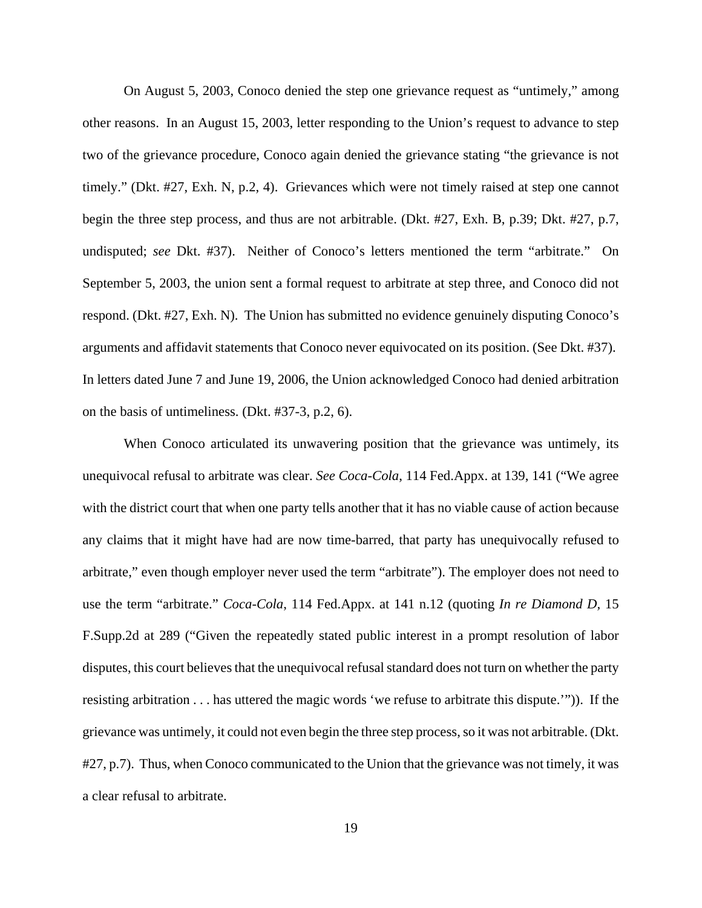On August 5, 2003, Conoco denied the step one grievance request as "untimely," among other reasons. In an August 15, 2003, letter responding to the Union's request to advance to step two of the grievance procedure, Conoco again denied the grievance stating "the grievance is not timely." (Dkt. #27, Exh. N, p.2, 4). Grievances which were not timely raised at step one cannot begin the three step process, and thus are not arbitrable. (Dkt. #27, Exh. B, p.39; Dkt. #27, p.7, undisputed; *see* Dkt. #37). Neither of Conoco's letters mentioned the term "arbitrate." On September 5, 2003, the union sent a formal request to arbitrate at step three, and Conoco did not respond. (Dkt. #27, Exh. N). The Union has submitted no evidence genuinely disputing Conoco's arguments and affidavit statements that Conoco never equivocated on its position. (See Dkt. #37). In letters dated June 7 and June 19, 2006, the Union acknowledged Conoco had denied arbitration on the basis of untimeliness. (Dkt. #37-3, p.2, 6).

When Conoco articulated its unwavering position that the grievance was untimely, its unequivocal refusal to arbitrate was clear. *See Coca-Cola*, 114 Fed.Appx. at 139, 141 ("We agree with the district court that when one party tells another that it has no viable cause of action because any claims that it might have had are now time-barred, that party has unequivocally refused to arbitrate," even though employer never used the term "arbitrate"). The employer does not need to use the term "arbitrate." *Coca-Cola*, 114 Fed.Appx. at 141 n.12 (quoting *In re Diamond D*, 15 F.Supp.2d at 289 ("Given the repeatedly stated public interest in a prompt resolution of labor disputes, this court believes that the unequivocal refusal standard does not turn on whether the party resisting arbitration . . . has uttered the magic words 'we refuse to arbitrate this dispute.'")). If the grievance was untimely, it could not even begin the three step process, so it was not arbitrable. (Dkt. #27, p.7). Thus, when Conoco communicated to the Union that the grievance was not timely, it was a clear refusal to arbitrate.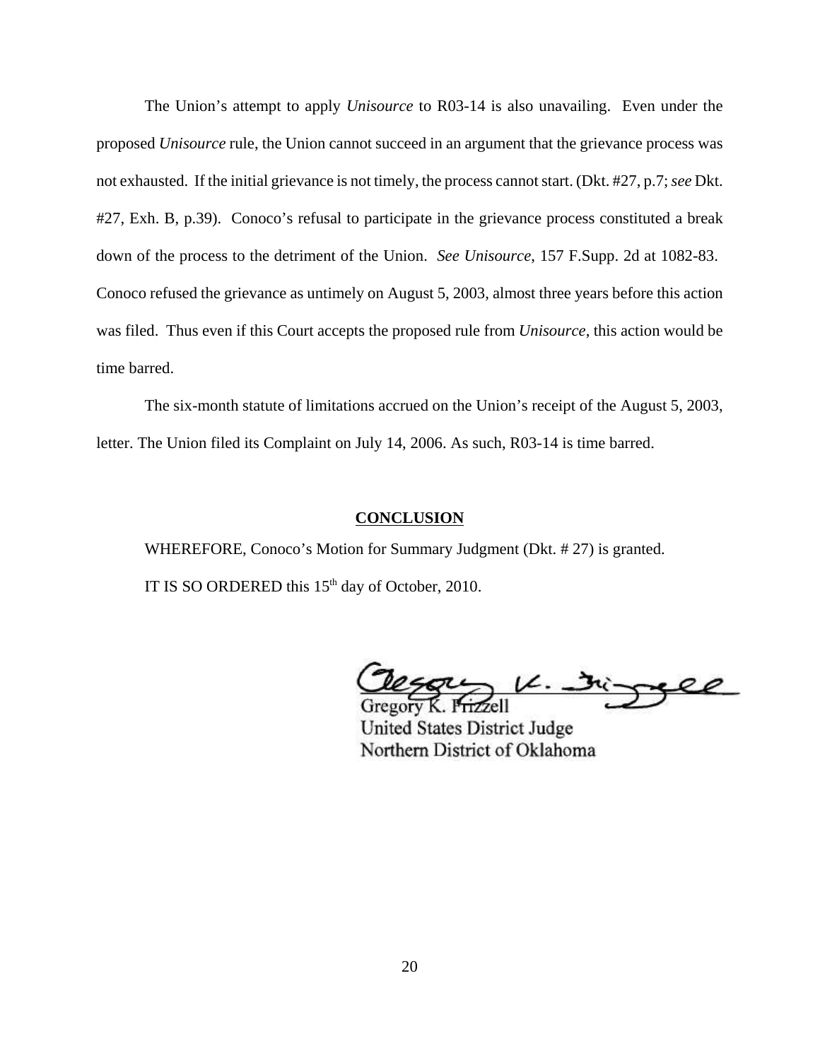The Union's attempt to apply *Unisource* to R03-14 is also unavailing. Even under the proposed *Unisource* rule, the Union cannot succeed in an argument that the grievance process was not exhausted. If the initial grievance is not timely, the process cannot start. (Dkt. #27, p.7; *see* Dkt. #27, Exh. B, p.39). Conoco's refusal to participate in the grievance process constituted a break down of the process to the detriment of the Union. *See Unisource*, 157 F.Supp. 2d at 1082-83. Conoco refused the grievance as untimely on August 5, 2003, almost three years before this action was filed. Thus even if this Court accepts the proposed rule from *Unisource*, this action would be time barred.

The six-month statute of limitations accrued on the Union's receipt of the August 5, 2003, letter. The Union filed its Complaint on July 14, 2006. As such, R03-14 is time barred.

## CONCLUSION

WHEREFORE, Conoco's Motion for Summary Judgment (Dkt. # 27) is granted.

IT IS SO ORDERED this 15th day of October, 2010.

Gregory K. Frizzell
United States District Judge
Northern District of Oklahoma